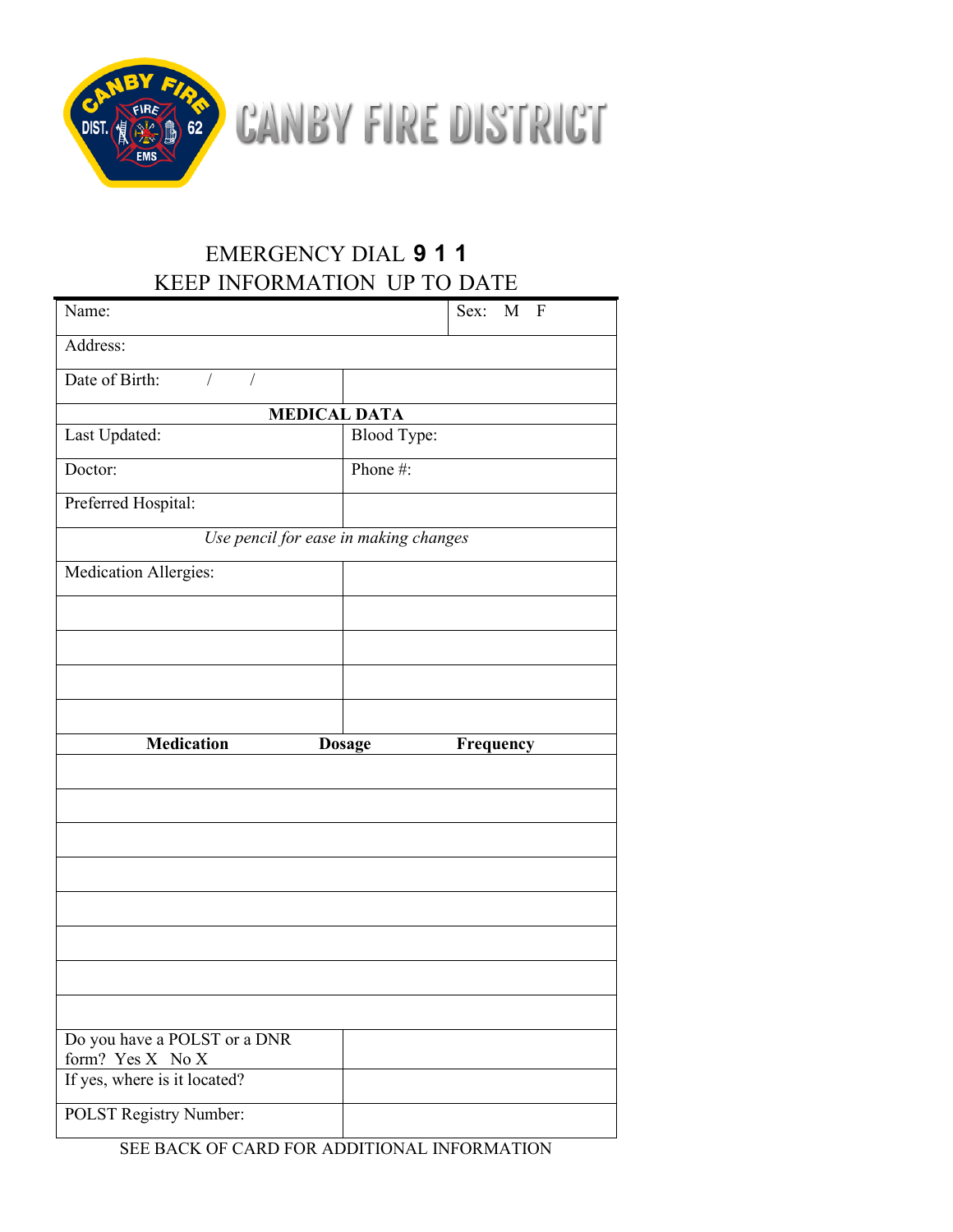# CANBY FIRE DISTRICT

EMERGENCY DIAL **9 1 1**

KEEP INFORMATION UP TO DATE

| Name: | Sex: M F |
|---|---|
| Address: | |
| Date of Birth: / / | |

| **MEDICAL DATA** | |
|---|---|
| Last Updated: | Blood Type: |
| Doctor: | Phone #: |
| Preferred Hospital: | |
| *Use pencil for ease in making changes* | |
| Medication Allergies: | |
| | |
| | |
| | |
| | |

| **Medication** | **Dosage** | **Frequency** |
|---|---|---|
| | | |
| | | |
| | | |
| | | |
| | | |
| | | |
| | | |
| | | |

| | |
|---|---|
| Do you have a POLST or a DNR form? Yes X No X | |
| If yes, where is it located? | |
| POLST Registry Number: | |

SEE BACK OF CARD FOR ADDITIONAL INFORMATION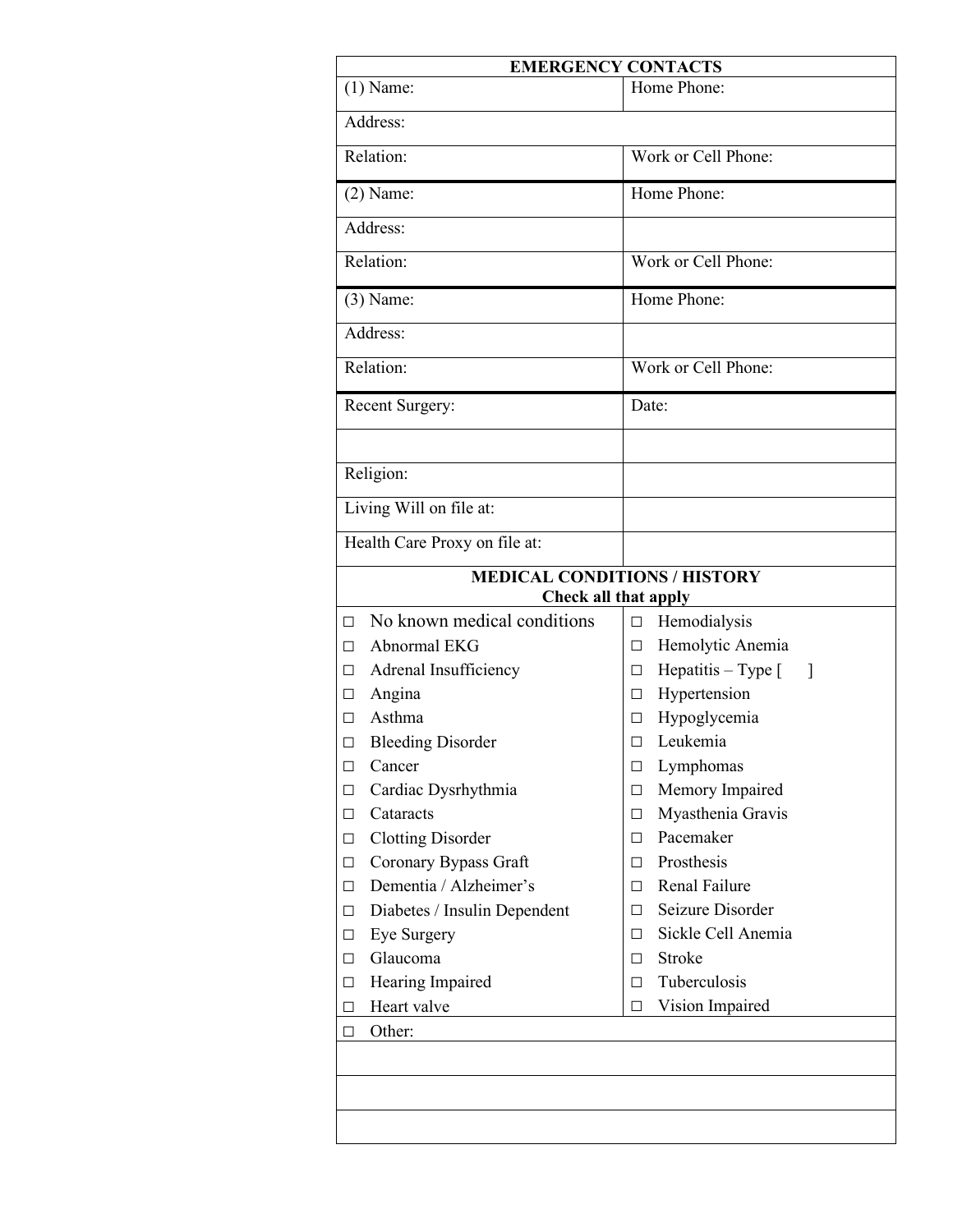| EMERGENCY CONTACTS | |
|---|---|
| (1) Name: | Home Phone: |
| Address: | |
| Relation: | Work or Cell Phone: |
| (2) Name: | Home Phone: |
| Address: | |
| Relation: | Work or Cell Phone: |
| (3) Name: | Home Phone: |
| Address: | |
| Relation: | Work or Cell Phone: |
| Recent Surgery: | Date: |
| | |
| Religion: | |
| Living Will on file at: | |
| Health Care Proxy on file at: | |

| MEDICAL CONDITIONS / HISTORY<br>**Check all that apply** | |
|---|---|
| ☐ No known medical conditions | ☐ Hemodialysis |
| ☐ Abnormal EKG | ☐ Hemolytic Anemia |
| ☐ Adrenal Insufficiency | ☐ Hepatitis – Type [ ] |
| ☐ Angina | ☐ Hypertension |
| ☐ Asthma | ☐ Hypoglycemia |
| ☐ Bleeding Disorder | ☐ Leukemia |
| ☐ Cancer | ☐ Lymphomas |
| ☐ Cardiac Dysrhythmia | ☐ Memory Impaired |
| ☐ Cataracts | ☐ Myasthenia Gravis |
| ☐ Clotting Disorder | ☐ Pacemaker |
| ☐ Coronary Bypass Graft | ☐ Prosthesis |
| ☐ Dementia / Alzheimer's | ☐ Renal Failure |
| ☐ Diabetes / Insulin Dependent | ☐ Seizure Disorder |
| ☐ Eye Surgery | ☐ Sickle Cell Anemia |
| ☐ Glaucoma | ☐ Stroke |
| ☐ Hearing Impaired | ☐ Tuberculosis |
| ☐ Heart valve | ☐ Vision Impaired |
| ☐ Other: | |
| | |
| | |
| | |